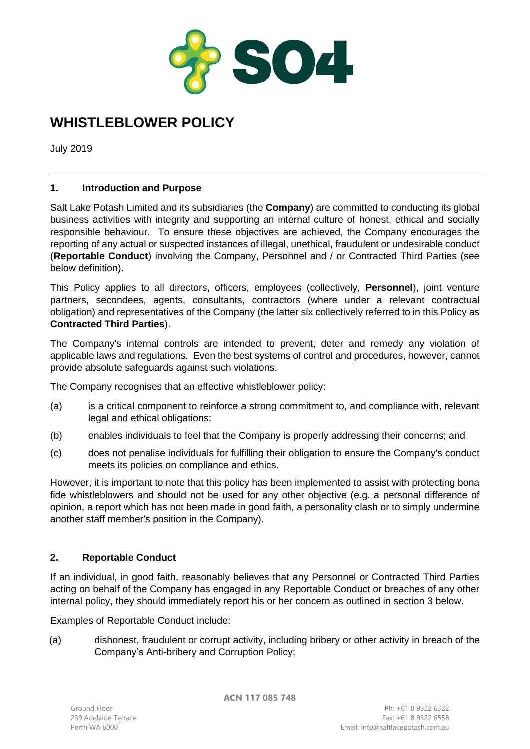# WHISTLEBLOWER POLICY

July 2019

## 1. Introduction and Purpose

Salt Lake Potash Limited and its subsidiaries (the **Company**) are committed to conducting its global business activities with integrity and supporting an internal culture of honest, ethical and socially responsible behaviour. To ensure these objectives are achieved, the Company encourages the reporting of any actual or suspected instances of illegal, unethical, fraudulent or undesirable conduct (**Reportable Conduct**) involving the Company, Personnel and / or Contracted Third Parties (see below definition).

This Policy applies to all directors, officers, employees (collectively, **Personnel**), joint venture partners, secondees, agents, consultants, contractors (where under a relevant contractual obligation) and representatives of the Company (the latter six collectively referred to in this Policy as **Contracted Third Parties**).

The Company's internal controls are intended to prevent, deter and remedy any violation of applicable laws and regulations. Even the best systems of control and procedures, however, cannot provide absolute safeguards against such violations.

The Company recognises that an effective whistleblower policy:

(a) is a critical component to reinforce a strong commitment to, and compliance with, relevant legal and ethical obligations;

(b) enables individuals to feel that the Company is properly addressing their concerns; and

(c) does not penalise individuals for fulfilling their obligation to ensure the Company's conduct meets its policies on compliance and ethics.

However, it is important to note that this policy has been implemented to assist with protecting bona fide whistleblowers and should not be used for any other objective (e.g. a personal difference of opinion, a report which has not been made in good faith, a personality clash or to simply undermine another staff member's position in the Company).

## 2. Reportable Conduct

If an individual, in good faith, reasonably believes that any Personnel or Contracted Third Parties acting on behalf of the Company has engaged in any Reportable Conduct or breaches of any other internal policy, they should immediately report his or her concern as outlined in section 3 below.

Examples of Reportable Conduct include:

(a) dishonest, fraudulent or corrupt activity, including bribery or other activity in breach of the Company's Anti-bribery and Corruption Policy;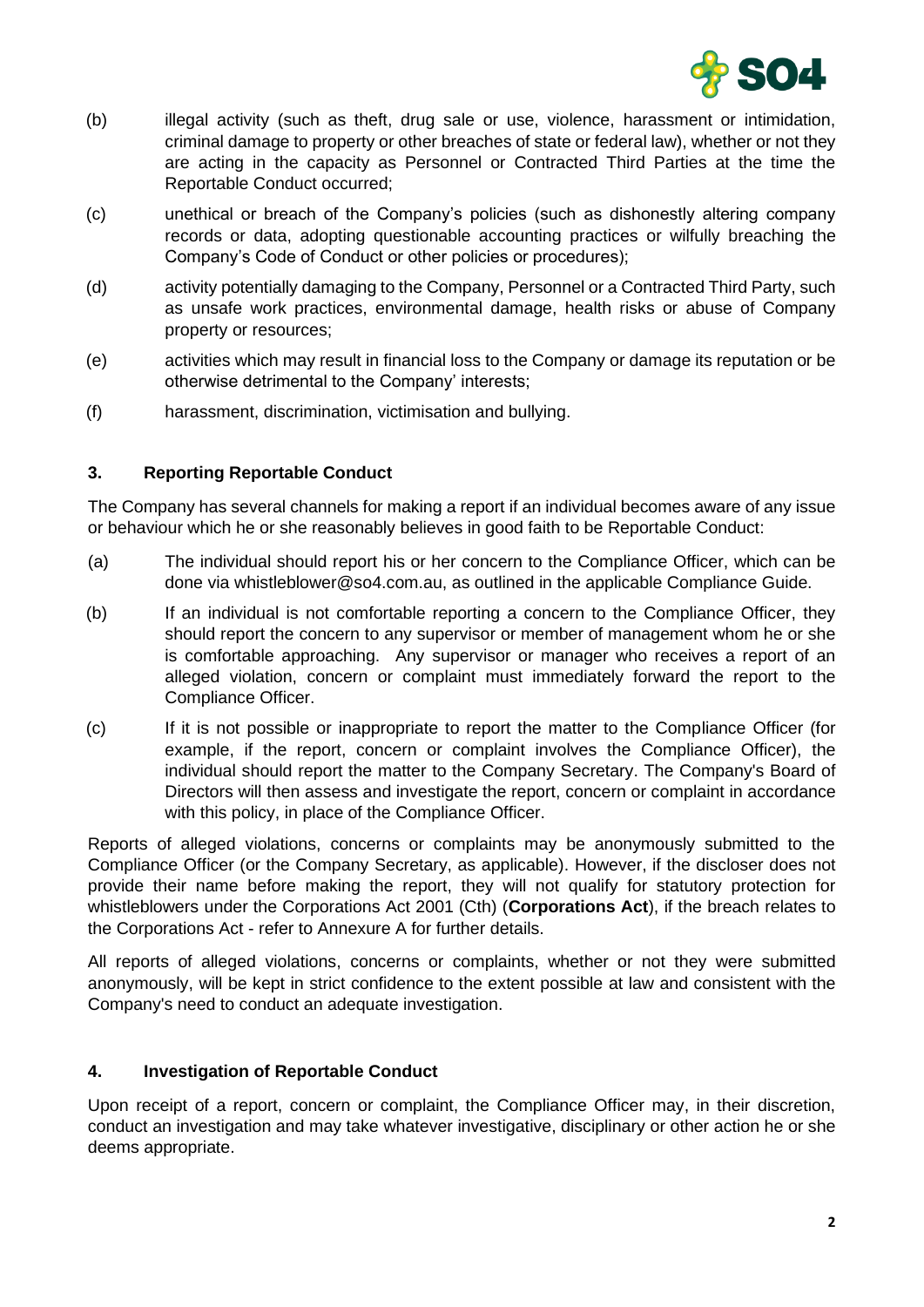(b) illegal activity (such as theft, drug sale or use, violence, harassment or intimidation, criminal damage to property or other breaches of state or federal law), whether or not they are acting in the capacity as Personnel or Contracted Third Parties at the time the Reportable Conduct occurred;

(c) unethical or breach of the Company's policies (such as dishonestly altering company records or data, adopting questionable accounting practices or wilfully breaching the Company's Code of Conduct or other policies or procedures);

(d) activity potentially damaging to the Company, Personnel or a Contracted Third Party, such as unsafe work practices, environmental damage, health risks or abuse of Company property or resources;

(e) activities which may result in financial loss to the Company or damage its reputation or be otherwise detrimental to the Company' interests;

(f) harassment, discrimination, victimisation and bullying.

## 3. Reporting Reportable Conduct

The Company has several channels for making a report if an individual becomes aware of any issue or behaviour which he or she reasonably believes in good faith to be Reportable Conduct:

(a) The individual should report his or her concern to the Compliance Officer, which can be done via whistleblower@so4.com.au, as outlined in the applicable Compliance Guide.

(b) If an individual is not comfortable reporting a concern to the Compliance Officer, they should report the concern to any supervisor or member of management whom he or she is comfortable approaching. Any supervisor or manager who receives a report of an alleged violation, concern or complaint must immediately forward the report to the Compliance Officer.

(c) If it is not possible or inappropriate to report the matter to the Compliance Officer (for example, if the report, concern or complaint involves the Compliance Officer), the individual should report the matter to the Company Secretary. The Company's Board of Directors will then assess and investigate the report, concern or complaint in accordance with this policy, in place of the Compliance Officer.

Reports of alleged violations, concerns or complaints may be anonymously submitted to the Compliance Officer (or the Company Secretary, as applicable). However, if the discloser does not provide their name before making the report, they will not qualify for statutory protection for whistleblowers under the Corporations Act 2001 (Cth) (**Corporations Act**), if the breach relates to the Corporations Act - refer to Annexure A for further details.

All reports of alleged violations, concerns or complaints, whether or not they were submitted anonymously, will be kept in strict confidence to the extent possible at law and consistent with the Company's need to conduct an adequate investigation.

## 4. Investigation of Reportable Conduct

Upon receipt of a report, concern or complaint, the Compliance Officer may, in their discretion, conduct an investigation and may take whatever investigative, disciplinary or other action he or she deems appropriate.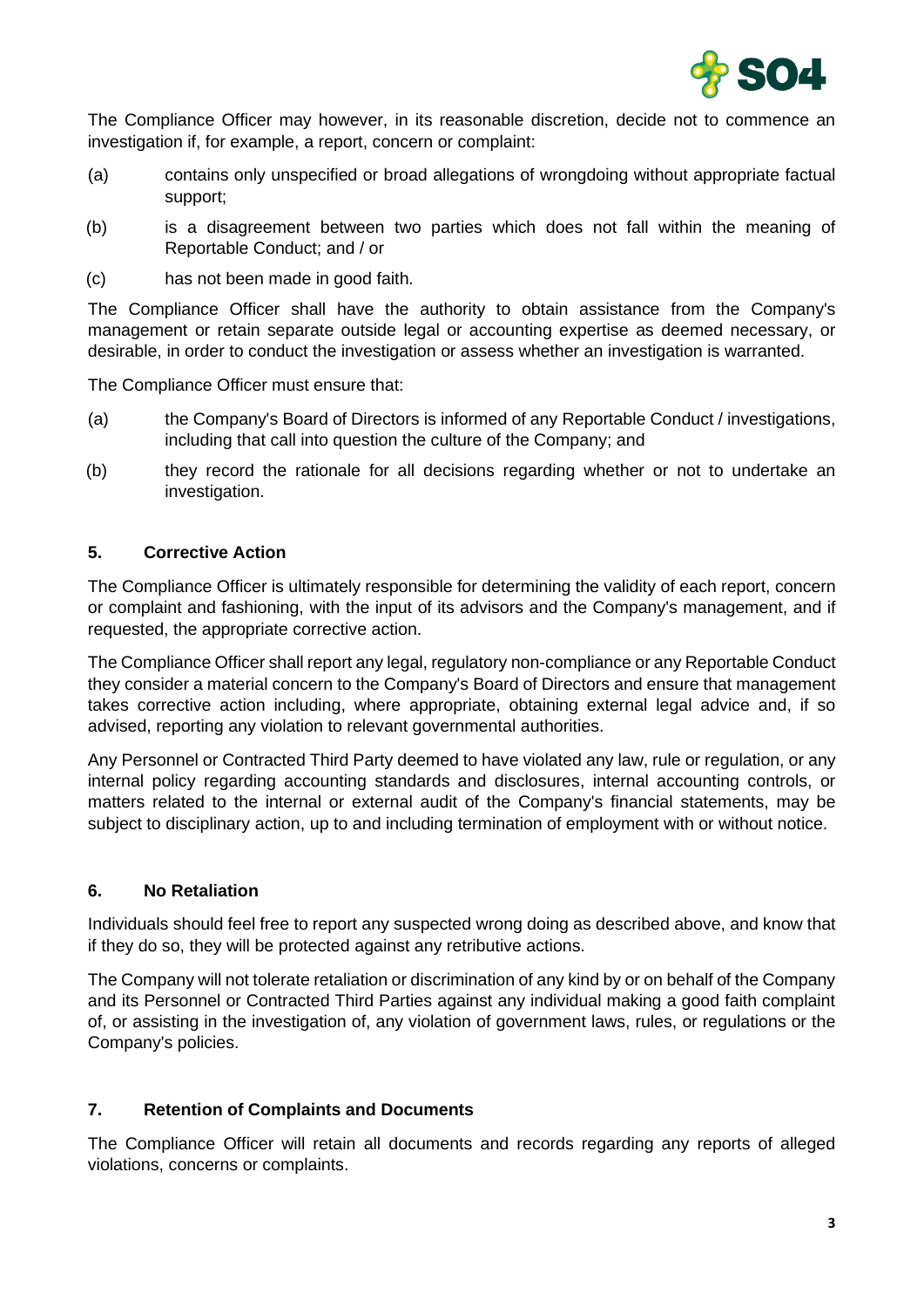The Compliance Officer may however, in its reasonable discretion, decide not to commence an investigation if, for example, a report, concern or complaint:

(a) contains only unspecified or broad allegations of wrongdoing without appropriate factual support;

(b) is a disagreement between two parties which does not fall within the meaning of Reportable Conduct; and / or

(c) has not been made in good faith.

The Compliance Officer shall have the authority to obtain assistance from the Company's management or retain separate outside legal or accounting expertise as deemed necessary, or desirable, in order to conduct the investigation or assess whether an investigation is warranted.

The Compliance Officer must ensure that:

(a) the Company's Board of Directors is informed of any Reportable Conduct / investigations, including that call into question the culture of the Company; and

(b) they record the rationale for all decisions regarding whether or not to undertake an investigation.

## 5. Corrective Action

The Compliance Officer is ultimately responsible for determining the validity of each report, concern or complaint and fashioning, with the input of its advisors and the Company's management, and if requested, the appropriate corrective action.

The Compliance Officer shall report any legal, regulatory non-compliance or any Reportable Conduct they consider a material concern to the Company's Board of Directors and ensure that management takes corrective action including, where appropriate, obtaining external legal advice and, if so advised, reporting any violation to relevant governmental authorities.

Any Personnel or Contracted Third Party deemed to have violated any law, rule or regulation, or any internal policy regarding accounting standards and disclosures, internal accounting controls, or matters related to the internal or external audit of the Company's financial statements, may be subject to disciplinary action, up to and including termination of employment with or without notice.

## 6. No Retaliation

Individuals should feel free to report any suspected wrong doing as described above, and know that if they do so, they will be protected against any retributive actions.

The Company will not tolerate retaliation or discrimination of any kind by or on behalf of the Company and its Personnel or Contracted Third Parties against any individual making a good faith complaint of, or assisting in the investigation of, any violation of government laws, rules, or regulations or the Company's policies.

## 7. Retention of Complaints and Documents

The Compliance Officer will retain all documents and records regarding any reports of alleged violations, concerns or complaints.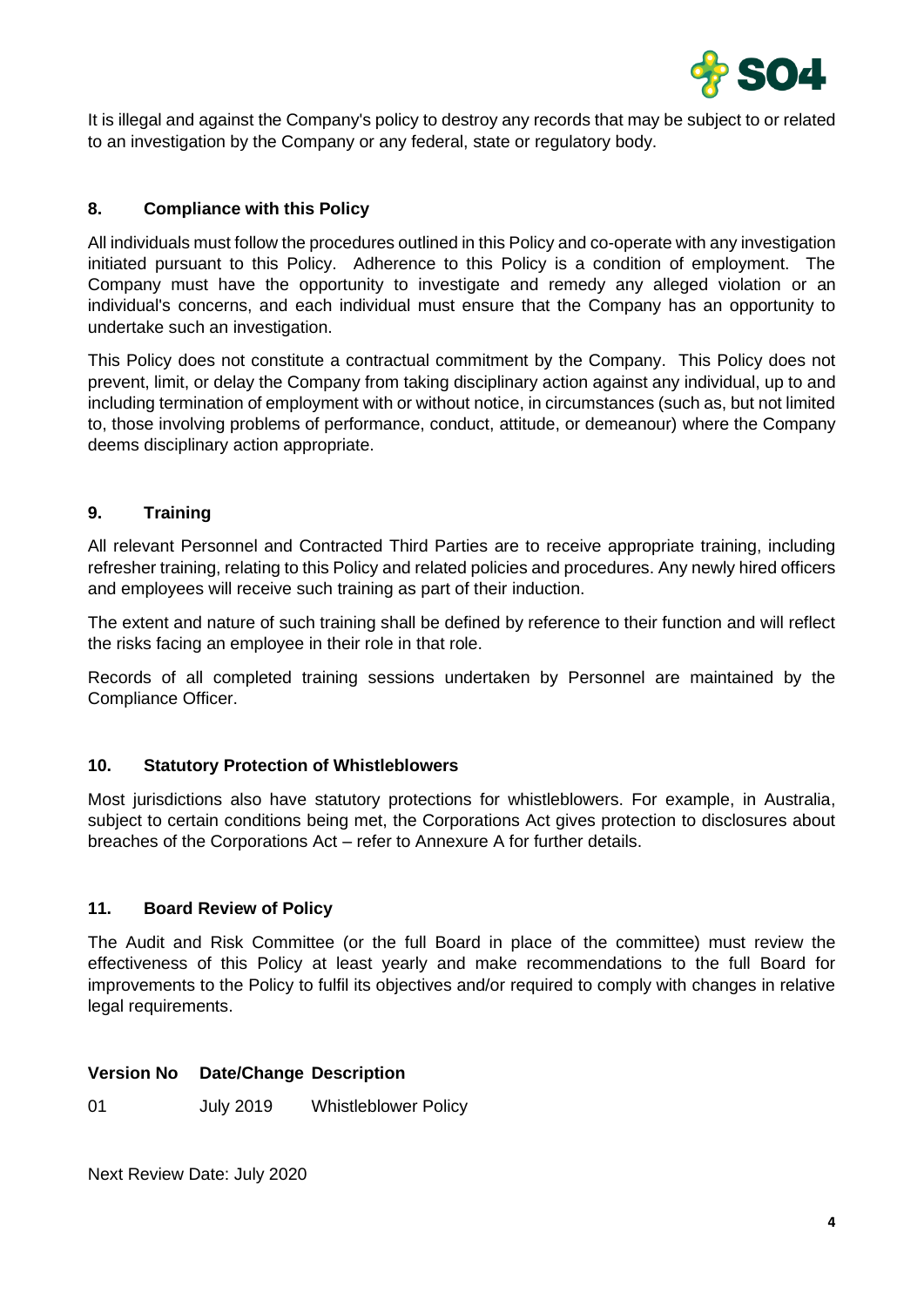It is illegal and against the Company's policy to destroy any records that may be subject to or related to an investigation by the Company or any federal, state or regulatory body.

## 8. Compliance with this Policy

All individuals must follow the procedures outlined in this Policy and co-operate with any investigation initiated pursuant to this Policy. Adherence to this Policy is a condition of employment. The Company must have the opportunity to investigate and remedy any alleged violation or an individual's concerns, and each individual must ensure that the Company has an opportunity to undertake such an investigation.

This Policy does not constitute a contractual commitment by the Company. This Policy does not prevent, limit, or delay the Company from taking disciplinary action against any individual, up to and including termination of employment with or without notice, in circumstances (such as, but not limited to, those involving problems of performance, conduct, attitude, or demeanour) where the Company deems disciplinary action appropriate.

## 9. Training

All relevant Personnel and Contracted Third Parties are to receive appropriate training, including refresher training, relating to this Policy and related policies and procedures. Any newly hired officers and employees will receive such training as part of their induction.

The extent and nature of such training shall be defined by reference to their function and will reflect the risks facing an employee in their role in that role.

Records of all completed training sessions undertaken by Personnel are maintained by the Compliance Officer.

## 10. Statutory Protection of Whistleblowers

Most jurisdictions also have statutory protections for whistleblowers. For example, in Australia, subject to certain conditions being met, the Corporations Act gives protection to disclosures about breaches of the Corporations Act – refer to Annexure A for further details.

## 11. Board Review of Policy

The Audit and Risk Committee (or the full Board in place of the committee) must review the effectiveness of this Policy at least yearly and make recommendations to the full Board for improvements to the Policy to fulfil its objectives and/or required to comply with changes in relative legal requirements.

| Version No | Date/Change | Description |
|---|---|---|
| 01 | July 2019 | Whistleblower Policy |

Next Review Date: July 2020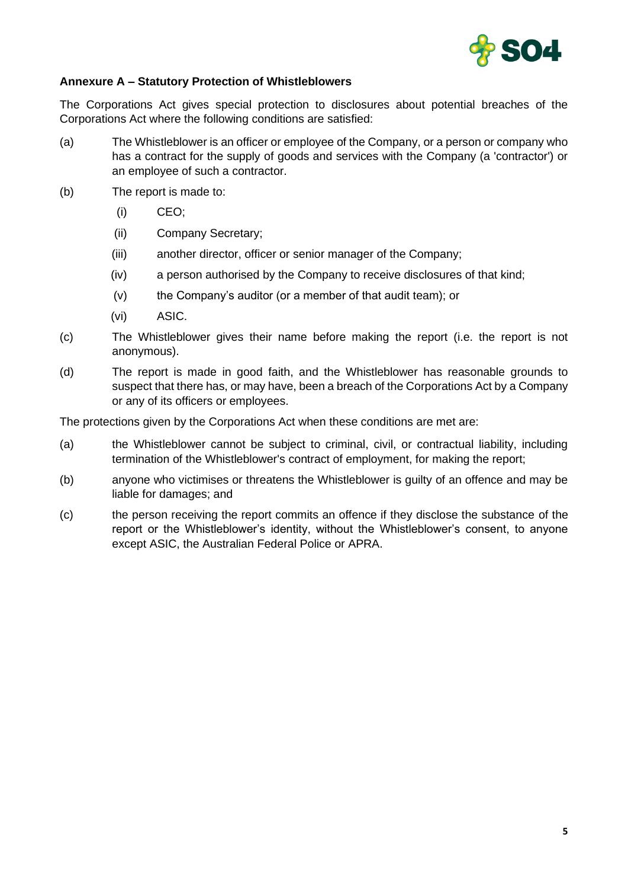**Annexure A – Statutory Protection of Whistleblowers**

The Corporations Act gives special protection to disclosures about potential breaches of the Corporations Act where the following conditions are satisfied:

(a) The Whistleblower is an officer or employee of the Company, or a person or company who has a contract for the supply of goods and services with the Company (a 'contractor') or an employee of such a contractor.

(b) The report is made to:

- (i) CEO;
- (ii) Company Secretary;
- (iii) another director, officer or senior manager of the Company;
- (iv) a person authorised by the Company to receive disclosures of that kind;
- (v) the Company's auditor (or a member of that audit team); or
- (vi) ASIC.

(c) The Whistleblower gives their name before making the report (i.e. the report is not anonymous).

(d) The report is made in good faith, and the Whistleblower has reasonable grounds to suspect that there has, or may have, been a breach of the Corporations Act by a Company or any of its officers or employees.

The protections given by the Corporations Act when these conditions are met are:

(a) the Whistleblower cannot be subject to criminal, civil, or contractual liability, including termination of the Whistleblower's contract of employment, for making the report;

(b) anyone who victimises or threatens the Whistleblower is guilty of an offence and may be liable for damages; and

(c) the person receiving the report commits an offence if they disclose the substance of the report or the Whistleblower's identity, without the Whistleblower's consent, to anyone except ASIC, the Australian Federal Police or APRA.